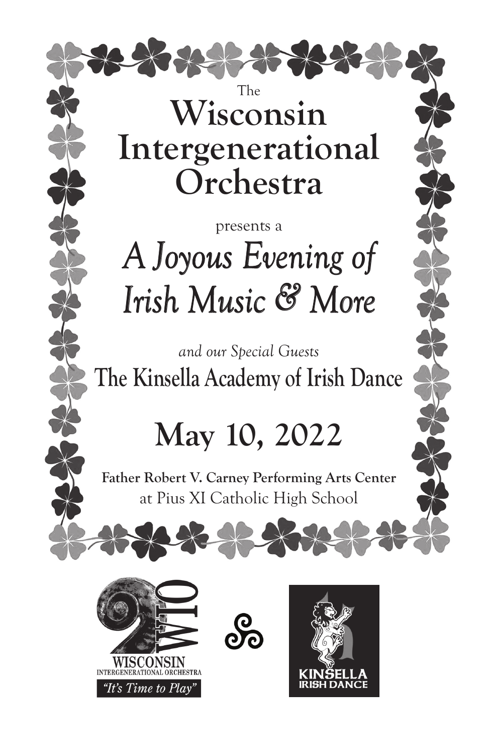The

# Wisconsin Intergenerational Orchestra

presents a

## *A Joyous Evening of Irish Music & More*

*and our Special Guests*

## The Kinsella Academy of Irish Dance

## May 10, 2022

**Father Robert V. Carney Performing Arts Center**
at Pius XI Catholic High School

WIO
WISCONSIN
INTERGENERATIONAL ORCHESTRA
*"It's Time to Play"*

KINSELLA
IRISH DANCE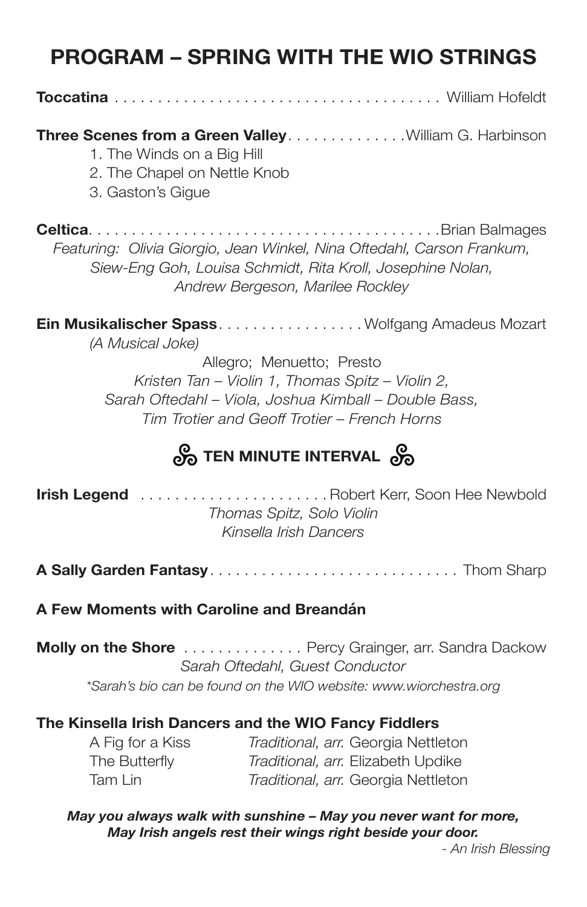# PROGRAM – SPRING WITH THE WIO STRINGS

**Toccatina** . . . . . . . . . . . . . . . . . . . . . . . . . . . . . . . . . . . . . . . William Hofeldt

**Three Scenes from a Green Valley** . . . . . . . . . . . . . . William G. Harbinson

1. The Winds on a Big Hill
2. The Chapel on Nettle Knob
3. Gaston's Gigue

**Celtica** . . . . . . . . . . . . . . . . . . . . . . . . . . . . . . . . . . . . . . . . . Brian Balmages

*Featuring: Olivia Giorgio, Jean Winkel, Nina Oftedahl, Carson Frankum, Siew-Eng Goh, Louisa Schmidt, Rita Kroll, Josephine Nolan, Andrew Bergeson, Marilee Rockley*

**Ein Musikalischer Spass** . . . . . . . . . . . . . . . . . Wolfgang Amadeus Mozart

*(A Musical Joke)*

Allegro; Menuetto; Presto

*Kristen Tan – Violin 1, Thomas Spitz – Violin 2, Sarah Oftedahl – Viola, Joshua Kimball – Double Bass, Tim Trotier and Geoff Trotier – French Horns*

## TEN MINUTE INTERVAL

**Irish Legend** . . . . . . . . . . . . . . . . . . . . . . Robert Kerr, Soon Hee Newbold

*Thomas Spitz, Solo Violin*

*Kinsella Irish Dancers*

**A Sally Garden Fantasy** . . . . . . . . . . . . . . . . . . . . . . . . . . . . Thom Sharp

**A Few Moments with Caroline and Breandán**

**Molly on the Shore** . . . . . . . . . . . . . . Percy Grainger, arr. Sandra Dackow

*Sarah Oftedahl, Guest Conductor*

*\*Sarah's bio can be found on the WIO website: www.wiorchestra.org*

**The Kinsella Irish Dancers and the WIO Fancy Fiddlers**

| | |
|---|---|
| A Fig for a Kiss | *Traditional, arr.* Georgia Nettleton |
| The Butterfly | *Traditional, arr.* Elizabeth Updike |
| Tam Lin | *Traditional, arr.* Georgia Nettleton |

***May you always walk with sunshine – May you never want for more, May Irish angels rest their wings right beside your door.***

*- An Irish Blessing*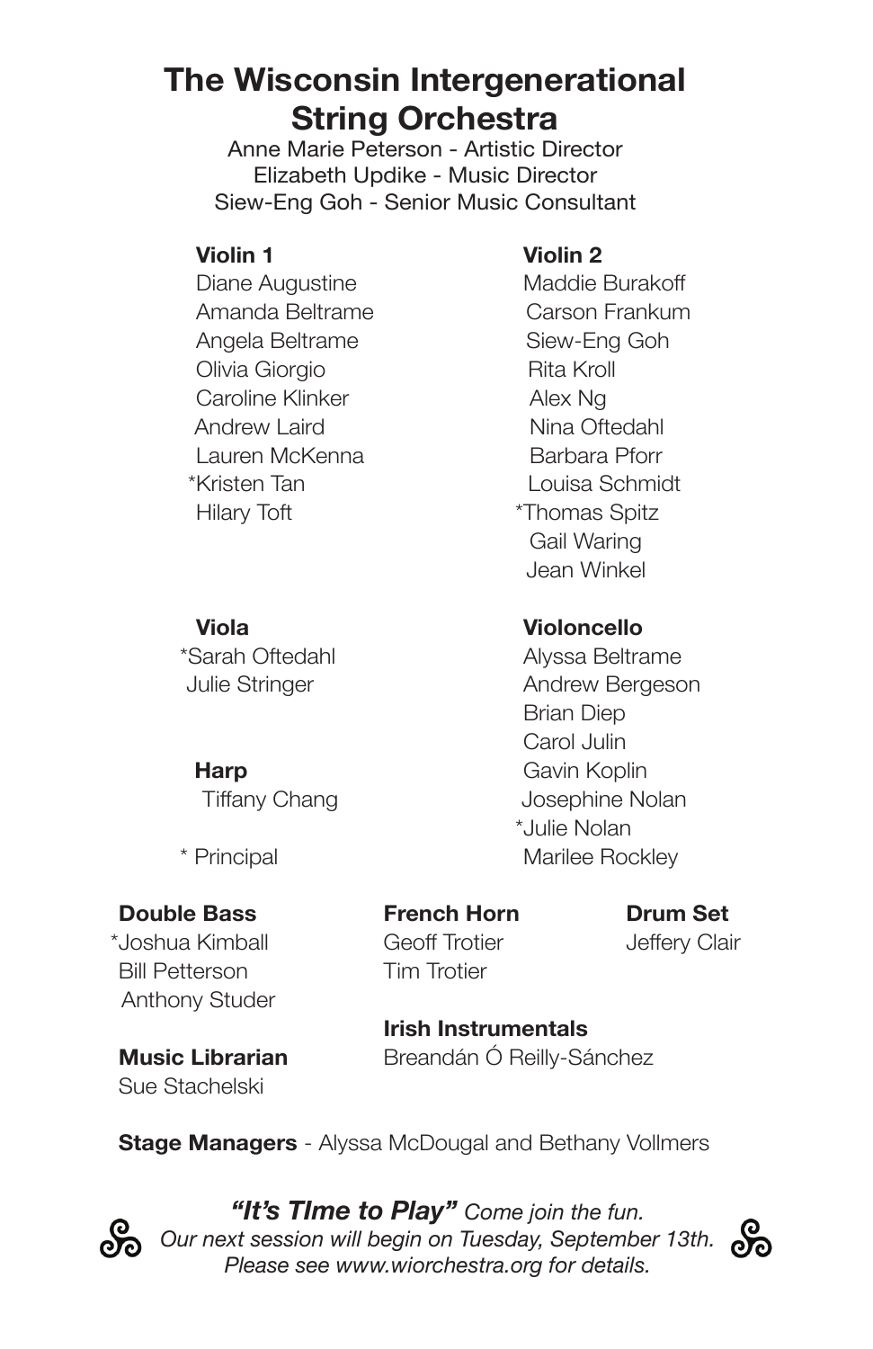# The Wisconsin Intergenerational String Orchestra

Anne Marie Peterson - Artistic Director
Elizabeth Updike - Music Director
Siew-Eng Goh - Senior Music Consultant

**Violin 1**

Diane Augustine
Amanda Beltrame
Angela Beltrame
Olivia Giorgio
Caroline Klinker
Andrew Laird
Lauren McKenna
*Kristen Tan
Hilary Toft

**Violin 2**

Maddie Burakoff
Carson Frankum
Siew-Eng Goh
Rita Kroll
Alex Ng
Nina Oftedahl
Barbara Pforr
Louisa Schmidt
*Thomas Spitz
Gail Waring
Jean Winkel

**Viola**

*Sarah Oftedahl
Julie Stringer

**Harp**

Tiffany Chang

* Principal

**Violoncello**

Alyssa Beltrame
Andrew Bergeson
Brian Diep
Carol Julin
Gavin Koplin
Josephine Nolan
*Julie Nolan
Marilee Rockley

**Double Bass**

*Joshua Kimball
Bill Petterson
Anthony Studer

**Music Librarian**

Sue Stachelski

**French Horn**

Geoff Trotier
Tim Trotier

**Irish Instrumentals**

Breandán Ó Reilly-Sánchez

**Drum Set**

Jeffery Clair

**Stage Managers** - Alyssa McDougal and Bethany Vollmers

***"It's TIme to Play"*** *Come join the fun.*
*Our next session will begin on Tuesday, September 13th.*
*Please see www.wiorchestra.org for details.*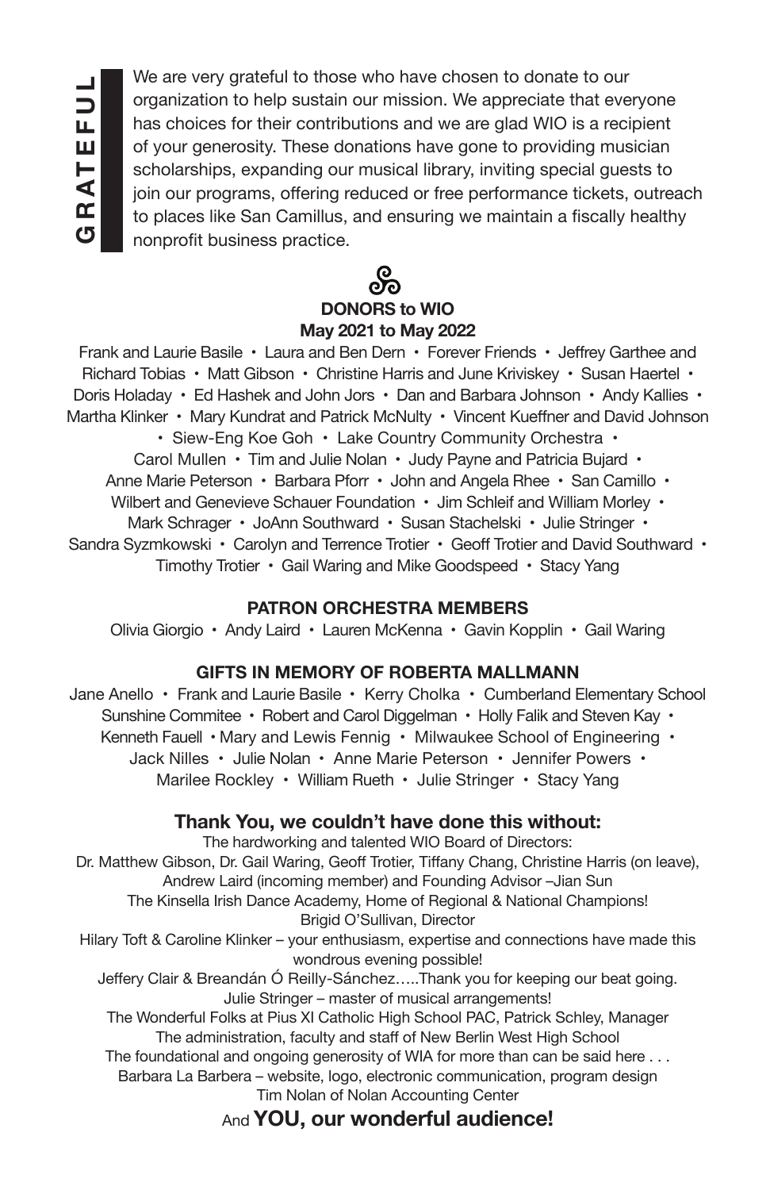# GRATEFUL

We are very grateful to those who have chosen to donate to our organization to help sustain our mission. We appreciate that everyone has choices for their contributions and we are glad WIO is a recipient of your generosity. These donations have gone to providing musician scholarships, expanding our musical library, inviting special guests to join our programs, offering reduced or free performance tickets, outreach to places like San Camillus, and ensuring we maintain a fiscally healthy nonprofit business practice.

**DONORS to WIO**
**May 2021 to May 2022**

Frank and Laurie Basile • Laura and Ben Dern • Forever Friends • Jeffrey Garthee and Richard Tobias • Matt Gibson • Christine Harris and June Kriviskey • Susan Haertel • Doris Holaday • Ed Hashek and John Jors • Dan and Barbara Johnson • Andy Kallies • Martha Klinker • Mary Kundrat and Patrick McNulty • Vincent Kueffner and David Johnson • Siew-Eng Koe Goh • Lake Country Community Orchestra • Carol Mullen • Tim and Julie Nolan • Judy Payne and Patricia Bujard • Anne Marie Peterson • Barbara Pforr • John and Angela Rhee • San Camillo • Wilbert and Genevieve Schauer Foundation • Jim Schleif and William Morley • Mark Schrager • JoAnn Southward • Susan Stachelski • Julie Stringer • Sandra Syzmkowski • Carolyn and Terrence Trotier • Geoff Trotier and David Southward • Timothy Trotier • Gail Waring and Mike Goodspeed • Stacy Yang

**PATRON ORCHESTRA MEMBERS**

Olivia Giorgio • Andy Laird • Lauren McKenna • Gavin Kopplin • Gail Waring

**GIFTS IN MEMORY OF ROBERTA MALLMANN**

Jane Anello • Frank and Laurie Basile • Kerry Cholka • Cumberland Elementary School Sunshine Commitee • Robert and Carol Diggelman • Holly Falik and Steven Kay • Kenneth Fauell • Mary and Lewis Fennig • Milwaukee School of Engineering • Jack Nilles • Julie Nolan • Anne Marie Peterson • Jennifer Powers • Marilee Rockley • William Rueth • Julie Stringer • Stacy Yang

## Thank You, we couldn't have done this without:

The hardworking and talented WIO Board of Directors:
Dr. Matthew Gibson, Dr. Gail Waring, Geoff Trotier, Tiffany Chang, Christine Harris (on leave), Andrew Laird (incoming member) and Founding Advisor –Jian Sun

The Kinsella Irish Dance Academy, Home of Regional & National Champions!
Brigid O'Sullivan, Director

Hilary Toft & Caroline Klinker – your enthusiasm, expertise and connections have made this wondrous evening possible!

Jeffery Clair & Breandán Ó Reilly-Sánchez…..Thank you for keeping our beat going.

Julie Stringer – master of musical arrangements!

The Wonderful Folks at Pius XI Catholic High School PAC, Patrick Schley, Manager

The administration, faculty and staff of New Berlin West High School

The foundational and ongoing generosity of WIA for more than can be said here . . .

Barbara La Barbera – website, logo, electronic communication, program design

Tim Nolan of Nolan Accounting Center

And **YOU, our wonderful audience!**